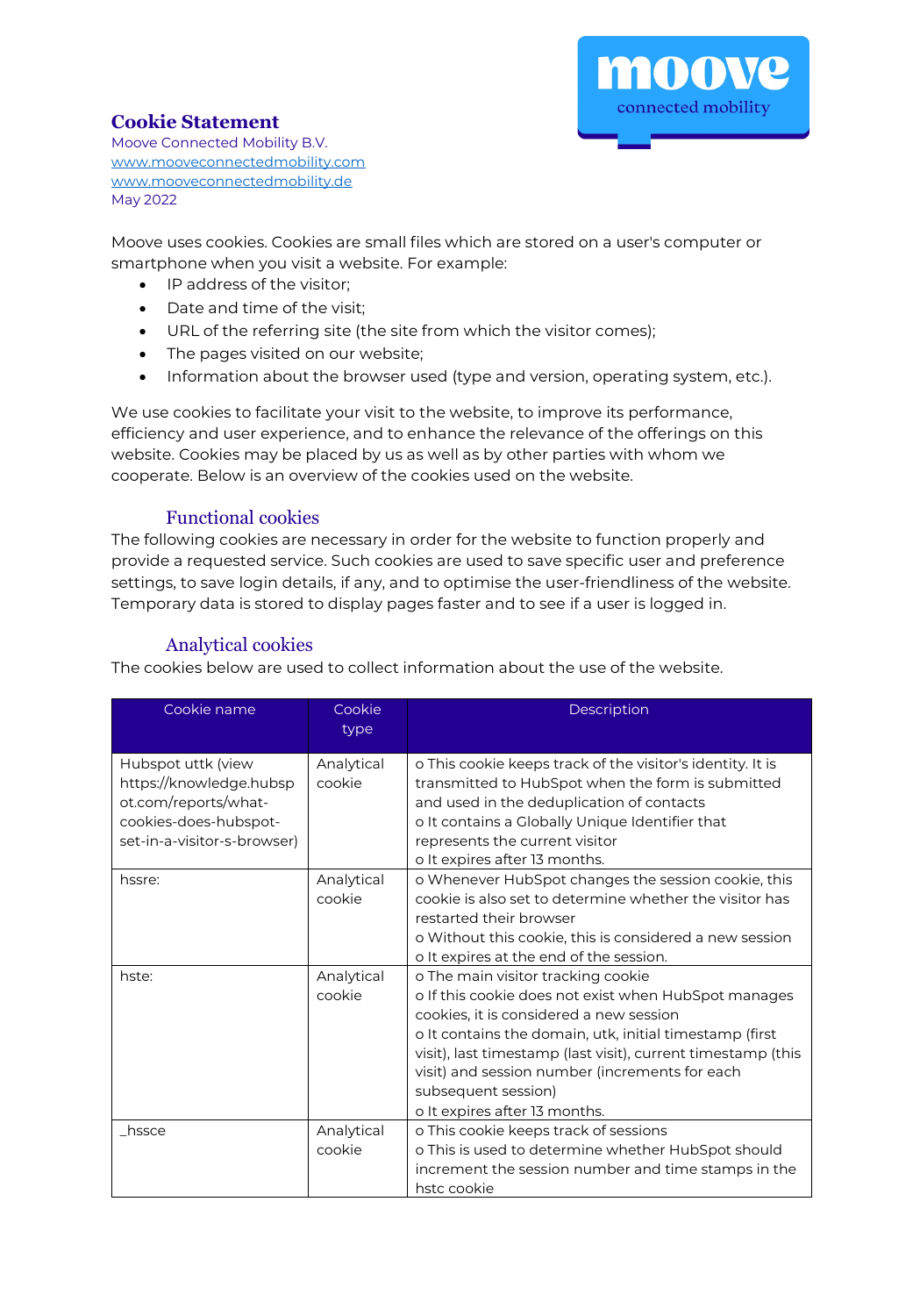# Cookie Statement

Moove Connected Mobility B.V.
www.mooveconnectedmobility.com
www.mooveconnectedmobility.de
May 2022

Moove uses cookies. Cookies are small files which are stored on a user's computer or smartphone when you visit a website. For example:

- IP address of the visitor;
- Date and time of the visit;
- URL of the referring site (the site from which the visitor comes);
- The pages visited on our website;
- Information about the browser used (type and version, operating system, etc.).

We use cookies to facilitate your visit to the website, to improve its performance, efficiency and user experience, and to enhance the relevance of the offerings on this website. Cookies may be placed by us as well as by other parties with whom we cooperate. Below is an overview of the cookies used on the website.

## Functional cookies

The following cookies are necessary in order for the website to function properly and provide a requested service. Such cookies are used to save specific user and preference settings, to save login details, if any, and to optimise the user-friendliness of the website. Temporary data is stored to display pages faster and to see if a user is logged in.

## Analytical cookies

The cookies below are used to collect information about the use of the website.

| Cookie name | Cookie type | Description |
| --- | --- | --- |
| Hubspot uttk (view https://knowledge.hubspot.com/reports/what-cookies-does-hubspot-set-in-a-visitor-s-browser) | Analytical cookie | o This cookie keeps track of the visitor's identity. It is transmitted to HubSpot when the form is submitted and used in the deduplication of contacts<br>o It contains a Globally Unique Identifier that represents the current visitor<br>o It expires after 13 months. |
| hssre: | Analytical cookie | o Whenever HubSpot changes the session cookie, this cookie is also set to determine whether the visitor has restarted their browser<br>o Without this cookie, this is considered a new session<br>o It expires at the end of the session. |
| hste: | Analytical cookie | o The main visitor tracking cookie<br>o If this cookie does not exist when HubSpot manages cookies, it is considered a new session<br>o It contains the domain, utk, initial timestamp (first visit), last timestamp (last visit), current timestamp (this visit) and session number (increments for each subsequent session)<br>o It expires after 13 months. |
| _hssce | Analytical cookie | o This cookie keeps track of sessions<br>o This is used to determine whether HubSpot should increment the session number and time stamps in the hstc cookie |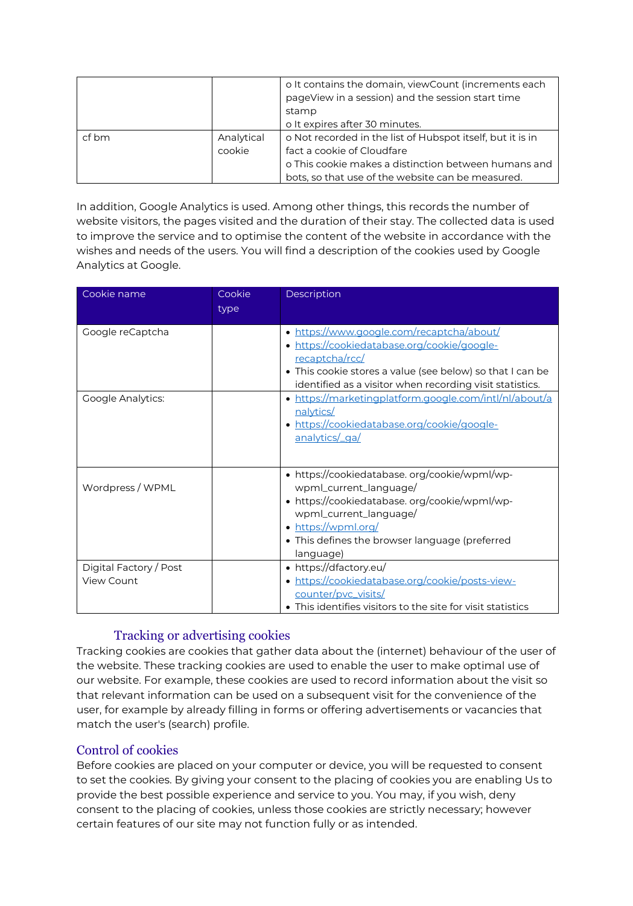| | | |
|---|---|---|
| | | o It contains the domain, viewCount (increments each pageView in a session) and the session start time stamp<br>o It expires after 30 minutes. |
| cf bm | Analytical cookie | o Not recorded in the list of Hubspot itself, but it is in fact a cookie of Cloudfare<br>o This cookie makes a distinction between humans and bots, so that use of the website can be measured. |

In addition, Google Analytics is used. Among other things, this records the number of website visitors, the pages visited and the duration of their stay. The collected data is used to improve the service and to optimise the content of the website in accordance with the wishes and needs of the users. You will find a description of the cookies used by Google Analytics at Google.

| Cookie name | Cookie type | Description |
|---|---|---|
| Google reCaptcha | | • https://www.google.com/recaptcha/about/<br>• https://cookiedatabase.org/cookie/google-recaptcha/rcc/<br>• This cookie stores a value (see below) so that I can be identified as a visitor when recording visit statistics. |
| Google Analytics: | | • https://marketingplatform.google.com/intl/nl/about/analytics/<br>• https://cookiedatabase.org/cookie/google-analytics/_ga/ |
| Wordpress / WPML | | • https://cookiedatabase. org/cookie/wpml/wp-wpml_current_language/<br>• https://cookiedatabase. org/cookie/wpml/wp-wpml_current_language/<br>• https://wpml.org/<br>• This defines the browser language (preferred language) |
| Digital Factory / Post View Count | | • https://dfactory.eu/<br>• https://cookiedatabase.org/cookie/posts-view-counter/pvc_visits/<br>• This identifies visitors to the site for visit statistics |

### Tracking or advertising cookies

Tracking cookies are cookies that gather data about the (internet) behaviour of the user of the website. These tracking cookies are used to enable the user to make optimal use of our website. For example, these cookies are used to record information about the visit so that relevant information can be used on a subsequent visit for the convenience of the user, for example by already filling in forms or offering advertisements or vacancies that match the user's (search) profile.

## Control of cookies

Before cookies are placed on your computer or device, you will be requested to consent to set the cookies. By giving your consent to the placing of cookies you are enabling Us to provide the best possible experience and service to you. You may, if you wish, deny consent to the placing of cookies, unless those cookies are strictly necessary; however certain features of our site may not function fully or as intended.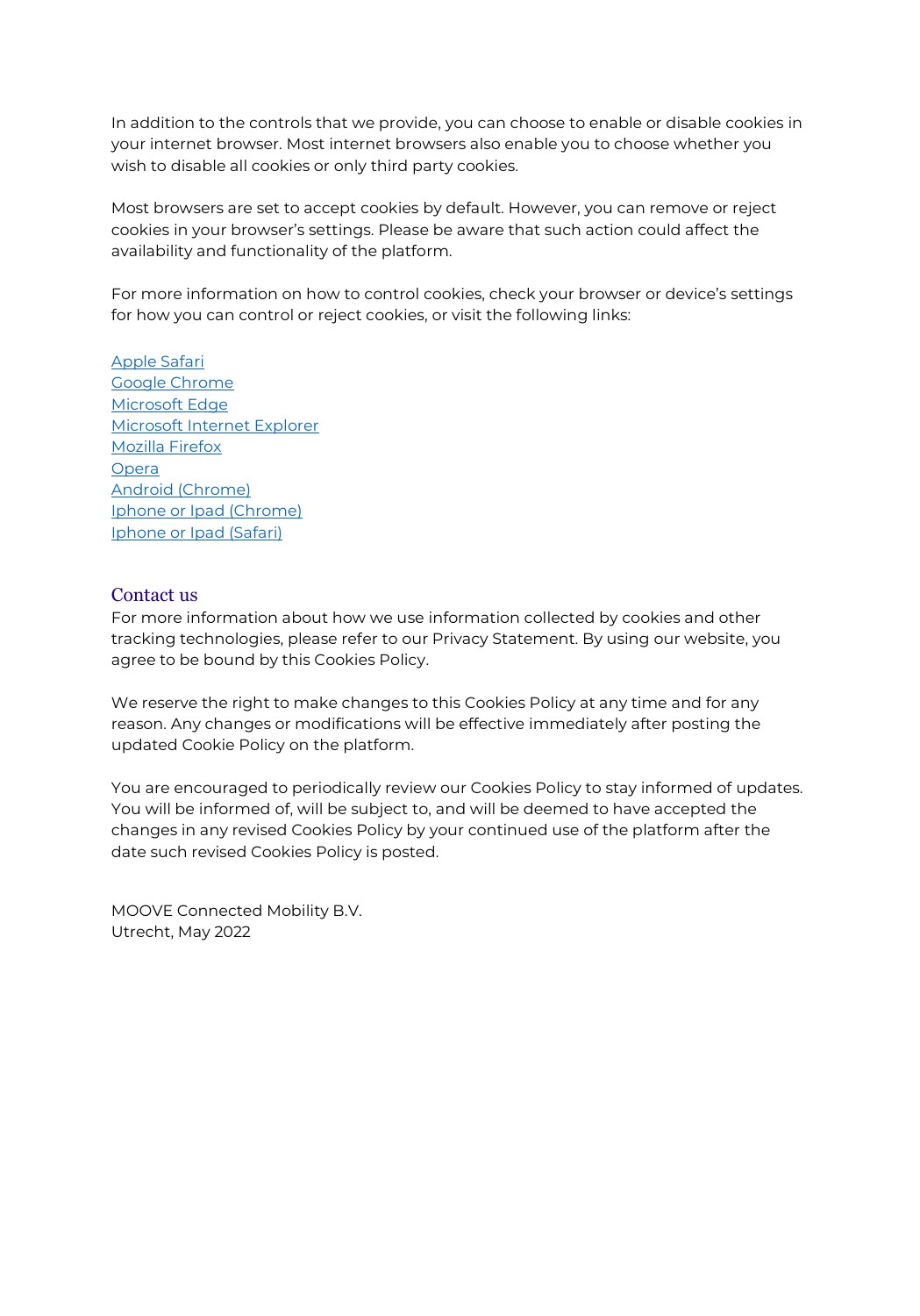In addition to the controls that we provide, you can choose to enable or disable cookies in your internet browser. Most internet browsers also enable you to choose whether you wish to disable all cookies or only third party cookies.

Most browsers are set to accept cookies by default. However, you can remove or reject cookies in your browser's settings. Please be aware that such action could affect the availability and functionality of the platform.

For more information on how to control cookies, check your browser or device's settings for how you can control or reject cookies, or visit the following links:

Apple Safari
Google Chrome
Microsoft Edge
Microsoft Internet Explorer
Mozilla Firefox
Opera
Android (Chrome)
Iphone or Ipad (Chrome)
Iphone or Ipad (Safari)

## Contact us

For more information about how we use information collected by cookies and other tracking technologies, please refer to our Privacy Statement. By using our website, you agree to be bound by this Cookies Policy.

We reserve the right to make changes to this Cookies Policy at any time and for any reason. Any changes or modifications will be effective immediately after posting the updated Cookie Policy on the platform.

You are encouraged to periodically review our Cookies Policy to stay informed of updates. You will be informed of, will be subject to, and will be deemed to have accepted the changes in any revised Cookies Policy by your continued use of the platform after the date such revised Cookies Policy is posted.

MOOVE Connected Mobility B.V.
Utrecht, May 2022